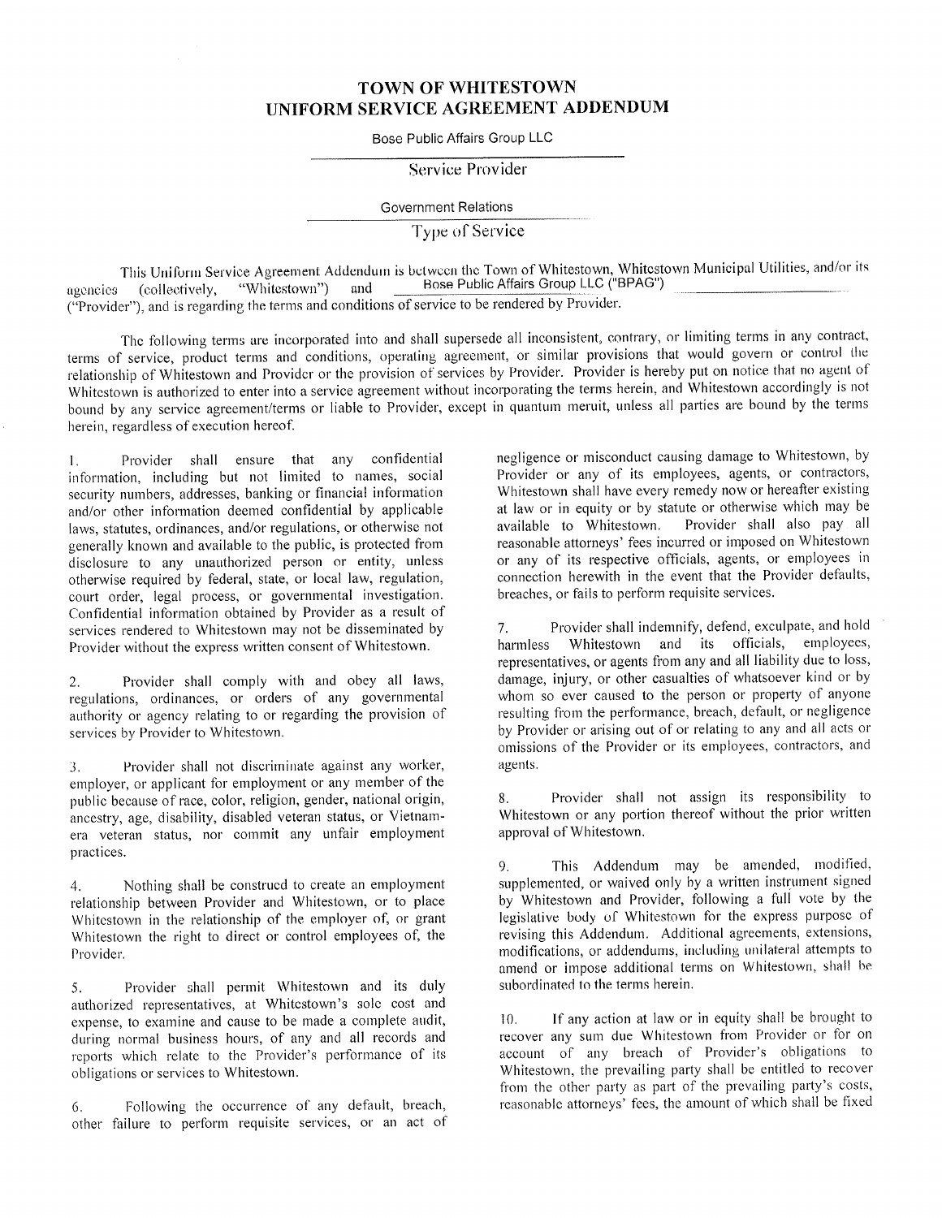# TOWN OF WHITESTOWN
# UNIFORM SERVICE AGREEMENT ADDENDUM

Bose Public Affairs Group LLC

Service Provider

Government Relations

Type of Service

This Uniform Service Agreement Addendum is between the Town of Whitestown, Whitestown Municipal Utilities, and/or its agencies (collectively, "Whitestown") and Bose Public Affairs Group LLC ("BPAG") ("Provider"), and is regarding the terms and conditions of service to be rendered by Provider.

The following terms are incorporated into and shall supersede all inconsistent, contrary, or limiting terms in any contract, terms of service, product terms and conditions, operating agreement, or similar provisions that would govern or control the relationship of Whitestown and Provider or the provision of services by Provider. Provider is hereby put on notice that no agent of Whitestown is authorized to enter into a service agreement without incorporating the terms herein, and Whitestown accordingly is not bound by any service agreement/terms or liable to Provider, except in quantum meruit, unless all parties are bound by the terms herein, regardless of execution hereof.

1. Provider shall ensure that any confidential information, including but not limited to names, social security numbers, addresses, banking or financial information and/or other information deemed confidential by applicable laws, statutes, ordinances, and/or regulations, or otherwise not generally known and available to the public, is protected from disclosure to any unauthorized person or entity, unless otherwise required by federal, state, or local law, regulation, court order, legal process, or governmental investigation. Confidential information obtained by Provider as a result of services rendered to Whitestown may not be disseminated by Provider without the express written consent of Whitestown.

2. Provider shall comply with and obey all laws, regulations, ordinances, or orders of any governmental authority or agency relating to or regarding the provision of services by Provider to Whitestown.

3. Provider shall not discriminate against any worker, employer, or applicant for employment or any member of the public because of race, color, religion, gender, national origin, ancestry, age, disability, disabled veteran status, or Vietnam-era veteran status, nor commit any unfair employment practices.

4. Nothing shall be construed to create an employment relationship between Provider and Whitestown, or to place Whitestown in the relationship of the employer of, or grant Whitestown the right to direct or control employees of, the Provider.

5. Provider shall permit Whitestown and its duly authorized representatives, at Whitestown's sole cost and expense, to examine and cause to be made a complete audit, during normal business hours, of any and all records and reports which relate to the Provider's performance of its obligations or services to Whitestown.

6. Following the occurrence of any default, breach, other failure to perform requisite services, or an act of negligence or misconduct causing damage to Whitestown, by Provider or any of its employees, agents, or contractors, Whitestown shall have every remedy now or hereafter existing at law or in equity or by statute or otherwise which may be available to Whitestown. Provider shall also pay all reasonable attorneys' fees incurred or imposed on Whitestown or any of its respective officials, agents, or employees in connection herewith in the event that the Provider defaults, breaches, or fails to perform requisite services.

7. Provider shall indemnify, defend, exculpate, and hold harmless Whitestown and its officials, employees, representatives, or agents from any and all liability due to loss, damage, injury, or other casualties of whatsoever kind or by whom so ever caused to the person or property of anyone resulting from the performance, breach, default, or negligence by Provider or arising out of or relating to any and all acts or omissions of the Provider or its employees, contractors, and agents.

8. Provider shall not assign its responsibility to Whitestown or any portion thereof without the prior written approval of Whitestown.

9. This Addendum may be amended, modified, supplemented, or waived only by a written instrument signed by Whitestown and Provider, following a full vote by the legislative body of Whitestown for the express purpose of revising this Addendum. Additional agreements, extensions, modifications, or addendums, including unilateral attempts to amend or impose additional terms on Whitestown, shall be subordinated to the terms herein.

10. If any action at law or in equity shall be brought to recover any sum due Whitestown from Provider or for on account of any breach of Provider's obligations to Whitestown, the prevailing party shall be entitled to recover from the other party as part of the prevailing party's costs, reasonable attorneys' fees, the amount of which shall be fixed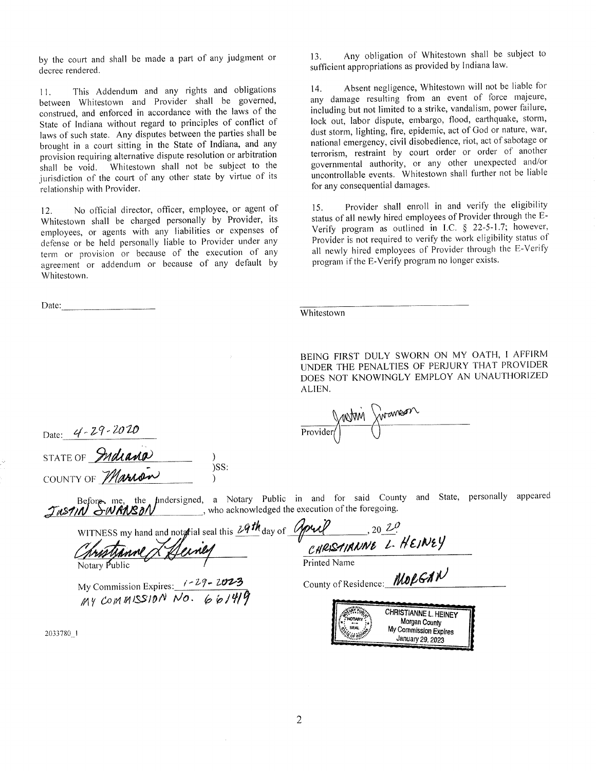by the court and shall be made a part of any judgment or decree rendered.

11. This Addendum and any rights and obligations between Whitestown and Provider shall be governed, construed, and enforced in accordance with the laws of the State of Indiana without regard to principles of conflict of laws of such state. Any disputes between the parties shall be brought in a court sitting in the State of Indiana, and any provision requiring alternative dispute resolution or arbitration shall be void. Whitestown shall not be subject to the jurisdiction of the court of any other state by virtue of its relationship with Provider.

12. No official director, officer, employee, or agent of Whitestown shall be charged personally by Provider, its employees, or agents with any liabilities or expenses of defense or be held personally liable to Provider under any term or provision or because of the execution of any agreement or addendum or because of any default by Whitestown.

13. Any obligation of Whitestown shall be subject to sufficient appropriations as provided by Indiana law.

14. Absent negligence, Whitestown will not be liable for any damage resulting from an event of force majeure, including but not limited to a strike, vandalism, power failure, lock out, labor dispute, embargo, flood, earthquake, storm, dust storm, lighting, fire, epidemic, act of God or nature, war, national emergency, civil disobedience, riot, act of sabotage or terrorism, restraint by court order or order of another governmental authority, or any other unexpected and/or uncontrollable events. Whitestown shall further not be liable for any consequential damages.

15. Provider shall enroll in and verify the eligibility status of all newly hired employees of Provider through the E-Verify program as outlined in I.C. § 22-5-1.7; however, Provider is not required to verify the work eligibility status of all newly hired employees of Provider through the E-Verify program if the E-Verify program no longer exists.

Date: ____________________

____________________
Whitestown

BEING FIRST DULY SWORN ON MY OATH, I AFFIRM UNDER THE PENALTIES OF PERJURY THAT PROVIDER DOES NOT KNOWINGLY EMPLOY AN UNAUTHORIZED ALIEN.

Date: 4-29-2020

Justin Swanson
Provider

STATE OF Indiana )
)SS:
COUNTY OF Marion )

Before me, the undersigned, a Notary Public in and for said County and State, personally appeared JUSTIN SWANSON, who acknowledged the execution of the foregoing.

WITNESS my hand and notarial seal this 29th day of April, 20 20.

Christianne L. Heiney
Notary Public

CHRISTIANNE L. HEINEY
Printed Name

My Commission Expires: 1-29-2023
MY COMMISSION NO. 661419

County of Residence: MORGAN

CHRISTIANNE L. HEINEY
Morgan County
My Commission Expires
January 29, 2023

2033780_1